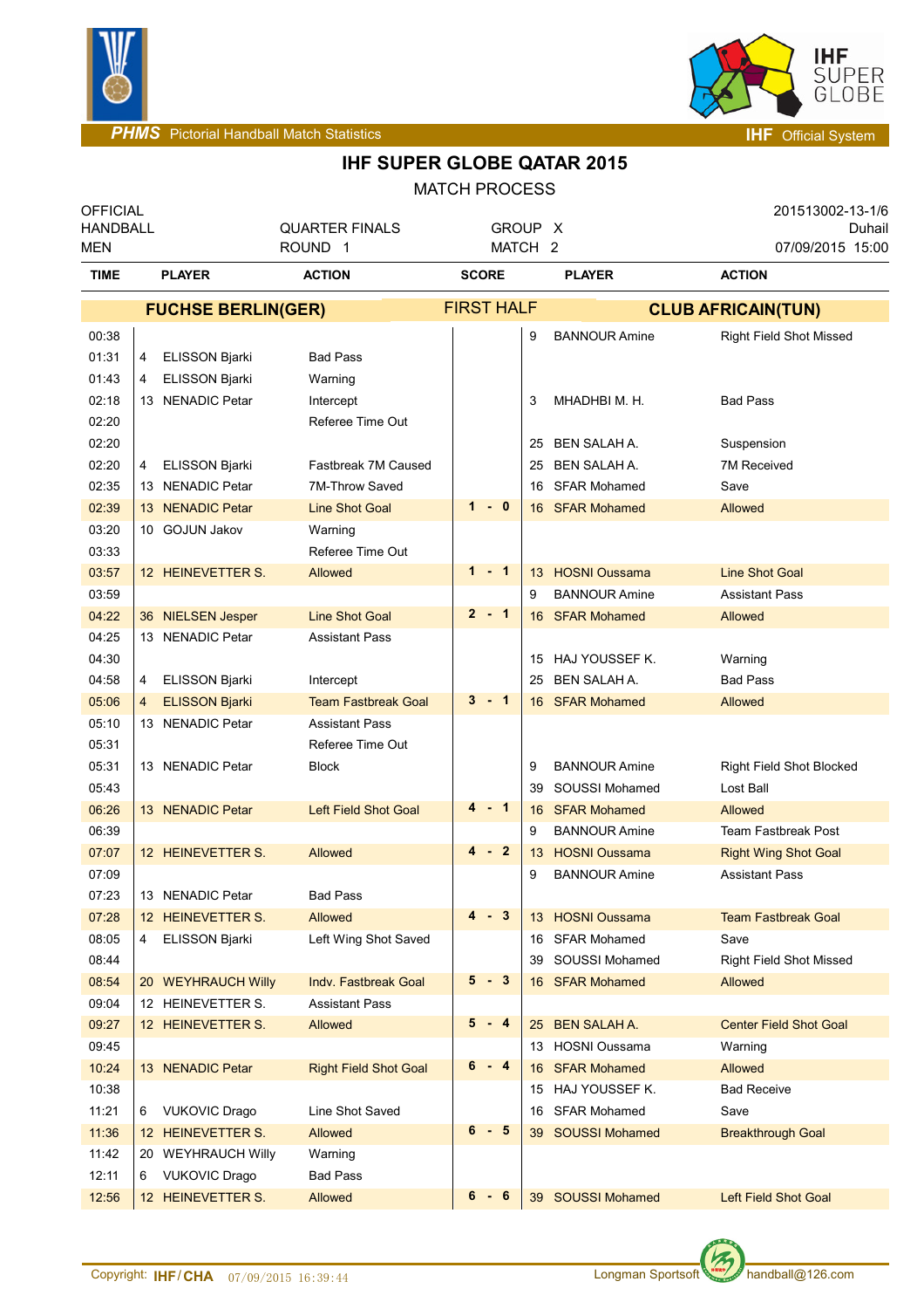PHMS Pictorial Handball Match Statistics — IHF Official System

# IHF SUPER GLOBE QATAR 2015

MATCH PROCESS

| OFFICIAL | | | 201513002-13-1/6 |
|---|---|---|---|
| HANDBALL | QUARTER FINALS | GROUP X | Duhail |
| MEN | ROUND 1 | MATCH 2 | 07/09/2015 15:00 |

| TIME | PLAYER | ACTION | SCORE | PLAYER | ACTION |
|---|---|---|---|---|---|
| | **FUCHSE BERLIN(GER)** | | FIRST HALF | **CLUB AFRICAIN(TUN)** | |
| 00:38 | | | | 9 BANNOUR Amine | Right Field Shot Missed |
| 01:31 | 4 ELISSON Bjarki | Bad Pass | | | |
| 01:43 | 4 ELISSON Bjarki | Warning | | | |
| 02:18 | 13 NENADIC Petar | Intercept | | 3 MHADHBI M. H. | Bad Pass |
| 02:20 | | Referee Time Out | | | |
| 02:20 | | | | 25 BEN SALAH A. | Suspension |
| 02:20 | 4 ELISSON Bjarki | Fastbreak 7M Caused | | 25 BEN SALAH A. | 7M Received |
| 02:35 | 13 NENADIC Petar | 7M-Throw Saved | | 16 SFAR Mohamed | Save |
| 02:39 | 13 NENADIC Petar | Line Shot Goal | 1 - 0 | 16 SFAR Mohamed | Allowed |
| 03:20 | 10 GOJUN Jakov | Warning | | | |
| 03:33 | | Referee Time Out | | | |
| 03:57 | 12 HEINEVETTER S. | Allowed | 1 - 1 | 13 HOSNI Oussama | Line Shot Goal |
| 03:59 | | | | 9 BANNOUR Amine | Assistant Pass |
| 04:22 | 36 NIELSEN Jesper | Line Shot Goal | 2 - 1 | 16 SFAR Mohamed | Allowed |
| 04:25 | 13 NENADIC Petar | Assistant Pass | | | |
| 04:30 | | | | 15 HAJ YOUSSEF K. | Warning |
| 04:58 | 4 ELISSON Bjarki | Intercept | | 25 BEN SALAH A. | Bad Pass |
| 05:06 | 4 ELISSON Bjarki | Team Fastbreak Goal | 3 - 1 | 16 SFAR Mohamed | Allowed |
| 05:10 | 13 NENADIC Petar | Assistant Pass | | | |
| 05:31 | | Referee Time Out | | | |
| 05:31 | 13 NENADIC Petar | Block | | 9 BANNOUR Amine | Right Field Shot Blocked |
| 05:43 | | | | 39 SOUSSI Mohamed | Lost Ball |
| 06:26 | 13 NENADIC Petar | Left Field Shot Goal | 4 - 1 | 16 SFAR Mohamed | Allowed |
| 06:39 | | | | 9 BANNOUR Amine | Team Fastbreak Post |
| 07:07 | 12 HEINEVETTER S. | Allowed | 4 - 2 | 13 HOSNI Oussama | Right Wing Shot Goal |
| 07:09 | | | | 9 BANNOUR Amine | Assistant Pass |
| 07:23 | 13 NENADIC Petar | Bad Pass | | | |
| 07:28 | 12 HEINEVETTER S. | Allowed | 4 - 3 | 13 HOSNI Oussama | Team Fastbreak Goal |
| 08:05 | 4 ELISSON Bjarki | Left Wing Shot Saved | | 16 SFAR Mohamed | Save |
| 08:44 | | | | 39 SOUSSI Mohamed | Right Field Shot Missed |
| 08:54 | 20 WEYHRAUCH Willy | Indv. Fastbreak Goal | 5 - 3 | 16 SFAR Mohamed | Allowed |
| 09:04 | 12 HEINEVETTER S. | Assistant Pass | | | |
| 09:27 | 12 HEINEVETTER S. | Allowed | 5 - 4 | 25 BEN SALAH A. | Center Field Shot Goal |
| 09:45 | | | | 13 HOSNI Oussama | Warning |
| 10:24 | 13 NENADIC Petar | Right Field Shot Goal | 6 - 4 | 16 SFAR Mohamed | Allowed |
| 10:38 | | | | 15 HAJ YOUSSEF K. | Bad Receive |
| 11:21 | 6 VUKOVIC Drago | Line Shot Saved | | 16 SFAR Mohamed | Save |
| 11:36 | 12 HEINEVETTER S. | Allowed | 6 - 5 | 39 SOUSSI Mohamed | Breakthrough Goal |
| 11:42 | 20 WEYHRAUCH Willy | Warning | | | |
| 12:11 | 6 VUKOVIC Drago | Bad Pass | | | |
| 12:56 | 12 HEINEVETTER S. | Allowed | 6 - 6 | 39 SOUSSI Mohamed | Left Field Shot Goal |

Copyright: IHF/CHA 07/09/2015 16:39:44 — Longman Sportsoft handball@126.com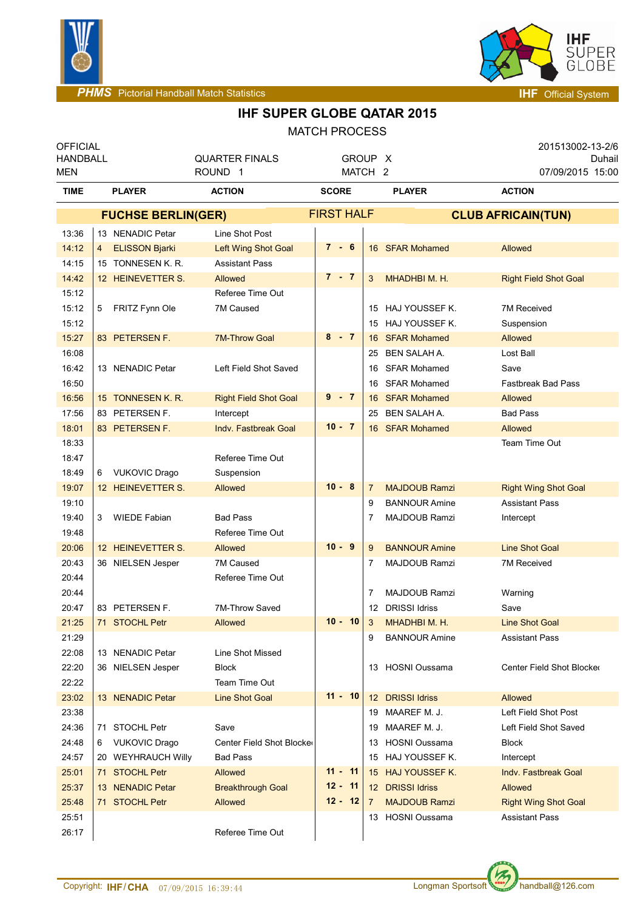PHMS Pictorial Handball Match Statistics — IHF Official System

# IHF SUPER GLOBE QATAR 2015

## MATCH PROCESS

| OFFICIAL | | | 201513002-13-2/6 |
|---|---|---|---|
| HANDBALL | QUARTER FINALS | GROUP X | Duhail |
| MEN | ROUND 1 | MATCH 2 | 07/09/2015 15:00 |

| TIME | PLAYER | ACTION | SCORE | PLAYER | ACTION |
|---|---|---|---|---|---|
| | **FUCHSE BERLIN(GER)** | | **FIRST HALF** | **CLUB AFRICAIN(TUN)** | |
| 13:36 | 13 NENADIC Petar | Line Shot Post | | | |
| 14:12 | 4 ELISSON Bjarki | Left Wing Shot Goal | 7 - 6 | 16 SFAR Mohamed | Allowed |
| 14:15 | 15 TONNESEN K. R. | Assistant Pass | | | |
| 14:42 | 12 HEINEVETTER S. | Allowed | 7 - 7 | 3 MHADHBI M. H. | Right Field Shot Goal |
| 15:12 | | Referee Time Out | | | |
| 15:12 | 5 FRITZ Fynn Ole | 7M Caused | | 15 HAJ YOUSSEF K. | 7M Received |
| 15:12 | | | | 15 HAJ YOUSSEF K. | Suspension |
| 15:27 | 83 PETERSEN F. | 7M-Throw Goal | 8 - 7 | 16 SFAR Mohamed | Allowed |
| 16:08 | | | | 25 BEN SALAH A. | Lost Ball |
| 16:42 | 13 NENADIC Petar | Left Field Shot Saved | | 16 SFAR Mohamed | Save |
| 16:50 | | | | 16 SFAR Mohamed | Fastbreak Bad Pass |
| 16:56 | 15 TONNESEN K. R. | Right Field Shot Goal | 9 - 7 | 16 SFAR Mohamed | Allowed |
| 17:56 | 83 PETERSEN F. | Intercept | | 25 BEN SALAH A. | Bad Pass |
| 18:01 | 83 PETERSEN F. | Indv. Fastbreak Goal | 10 - 7 | 16 SFAR Mohamed | Allowed |
| 18:33 | | | | | Team Time Out |
| 18:47 | | Referee Time Out | | | |
| 18:49 | 6 VUKOVIC Drago | Suspension | | | |
| 19:07 | 12 HEINEVETTER S. | Allowed | 10 - 8 | 7 MAJDOUB Ramzi | Right Wing Shot Goal |
| 19:10 | | | | 9 BANNOUR Amine | Assistant Pass |
| 19:40 | 3 WIEDE Fabian | Bad Pass | | 7 MAJDOUB Ramzi | Intercept |
| 19:48 | | Referee Time Out | | | |
| 20:06 | 12 HEINEVETTER S. | Allowed | 10 - 9 | 9 BANNOUR Amine | Line Shot Goal |
| 20:43 | 36 NIELSEN Jesper | 7M Caused | | 7 MAJDOUB Ramzi | 7M Received |
| 20:44 | | Referee Time Out | | | |
| 20:44 | | | | 7 MAJDOUB Ramzi | Warning |
| 20:47 | 83 PETERSEN F. | 7M-Throw Saved | | 12 DRISSI Idriss | Save |
| 21:25 | 71 STOCHL Petr | Allowed | 10 - 10 | 3 MHADHBI M. H. | Line Shot Goal |
| 21:29 | | | | 9 BANNOUR Amine | Assistant Pass |
| 22:08 | 13 NENADIC Petar | Line Shot Missed | | | |
| 22:20 | 36 NIELSEN Jesper | Block | | 13 HOSNI Oussama | Center Field Shot Blocked |
| 22:22 | | Team Time Out | | | |
| 23:02 | 13 NENADIC Petar | Line Shot Goal | 11 - 10 | 12 DRISSI Idriss | Allowed |
| 23:38 | | | | 19 MAAREF M. J. | Left Field Shot Post |
| 24:36 | 71 STOCHL Petr | Save | | 19 MAAREF M. J. | Left Field Shot Saved |
| 24:48 | 6 VUKOVIC Drago | Center Field Shot Blocked | | 13 HOSNI Oussama | Block |
| 24:57 | 20 WEYHRAUCH Willy | Bad Pass | | 15 HAJ YOUSSEF K. | Intercept |
| 25:01 | 71 STOCHL Petr | Allowed | 11 - 11 | 15 HAJ YOUSSEF K. | Indv. Fastbreak Goal |
| 25:37 | 13 NENADIC Petar | Breakthrough Goal | 12 - 11 | 12 DRISSI Idriss | Allowed |
| 25:48 | 71 STOCHL Petr | Allowed | 12 - 12 | 7 MAJDOUB Ramzi | Right Wing Shot Goal |
| 25:51 | | | | 13 HOSNI Oussama | Assistant Pass |
| 26:17 | | Referee Time Out | | | |

Copyright: IHF/CHA 07/09/2015 16:39:44 — Longman Sportsoft handball@126.com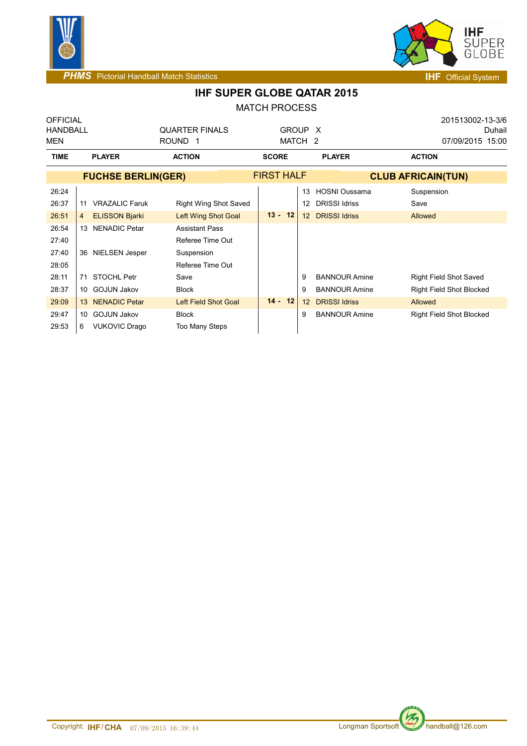# IHF SUPER GLOBE QATAR 2015

MATCH PROCESS

| OFFICIAL | | | 201513002-13-3/6 |
|---|---|---|---|
| HANDBALL | QUARTER FINALS | GROUP X | Duhail |
| MEN | ROUND 1 | MATCH 2 | 07/09/2015 15:00 |

| TIME | PLAYER | ACTION | SCORE | PLAYER | ACTION |
|---|---|---|---|---|---|
| | **FUCHSE BERLIN(GER)** | | FIRST HALF | **CLUB AFRICAIN(TUN)** | |
| 26:24 | | | | 13 HOSNI Oussama | Suspension |
| 26:37 | 11 VRAZALIC Faruk | Right Wing Shot Saved | | 12 DRISSI Idriss | Save |
| 26:51 | 4 ELISSON Bjarki | Left Wing Shot Goal | **13 - 12** | 12 DRISSI Idriss | Allowed |
| 26:54 | 13 NENADIC Petar | Assistant Pass | | | |
| 27:40 | | Referee Time Out | | | |
| 27:40 | 36 NIELSEN Jesper | Suspension | | | |
| 28:05 | | Referee Time Out | | | |
| 28:11 | 71 STOCHL Petr | Save | | 9 BANNOUR Amine | Right Field Shot Saved |
| 28:37 | 10 GOJUN Jakov | Block | | 9 BANNOUR Amine | Right Field Shot Blocked |
| 29:09 | 13 NENADIC Petar | Left Field Shot Goal | **14 - 12** | 12 DRISSI Idriss | Allowed |
| 29:47 | 10 GOJUN Jakov | Block | | 9 BANNOUR Amine | Right Field Shot Blocked |
| 29:53 | 6 VUKOVIC Drago | Too Many Steps | | | |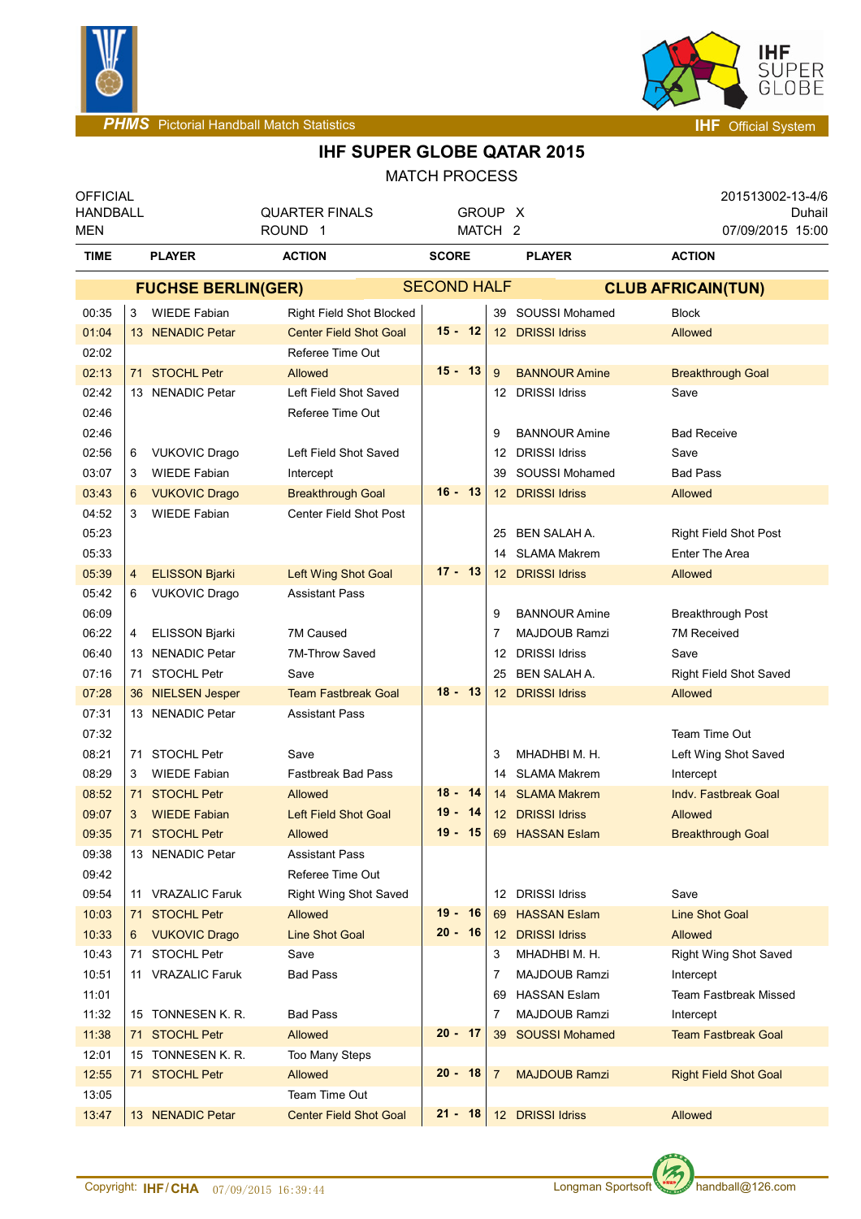# IHF SUPER GLOBE QATAR 2015

MATCH PROCESS

| OFFICIAL HANDBALL MEN | QUARTER FINALS ROUND 1 | GROUP X MATCH 2 | 201513002-13-4/6 Duhail 07/09/2015 15:00 |
|---|---|---|---|

| TIME | | PLAYER | ACTION | SCORE | | PLAYER | ACTION |
|---|---|---|---|---|---|---|---|
| | | **FUCHSE BERLIN(GER)** | | **SECOND HALF** | | **CLUB AFRICAIN(TUN)** | |
| 00:35 | 3 | WIEDE Fabian | Right Field Shot Blocked | | 39 | SOUSSI Mohamed | Block |
| 01:04 | 13 | NENADIC Petar | Center Field Shot Goal | 15 - 12 | 12 | DRISSI Idriss | Allowed |
| 02:02 | | | Referee Time Out | | | | |
| 02:13 | 71 | STOCHL Petr | Allowed | 15 - 13 | 9 | BANNOUR Amine | Breakthrough Goal |
| 02:42 | 13 | NENADIC Petar | Left Field Shot Saved | | 12 | DRISSI Idriss | Save |
| 02:46 | | | Referee Time Out | | | | |
| 02:46 | | | | | 9 | BANNOUR Amine | Bad Receive |
| 02:56 | 6 | VUKOVIC Drago | Left Field Shot Saved | | 12 | DRISSI Idriss | Save |
| 03:07 | 3 | WIEDE Fabian | Intercept | | 39 | SOUSSI Mohamed | Bad Pass |
| 03:43 | 6 | VUKOVIC Drago | Breakthrough Goal | 16 - 13 | 12 | DRISSI Idriss | Allowed |
| 04:52 | 3 | WIEDE Fabian | Center Field Shot Post | | | | |
| 05:23 | | | | | 25 | BEN SALAH A. | Right Field Shot Post |
| 05:33 | | | | | 14 | SLAMA Makrem | Enter The Area |
| 05:39 | 4 | ELISSON Bjarki | Left Wing Shot Goal | 17 - 13 | 12 | DRISSI Idriss | Allowed |
| 05:42 | 6 | VUKOVIC Drago | Assistant Pass | | | | |
| 06:09 | | | | | 9 | BANNOUR Amine | Breakthrough Post |
| 06:22 | 4 | ELISSON Bjarki | 7M Caused | | 7 | MAJDOUB Ramzi | 7M Received |
| 06:40 | 13 | NENADIC Petar | 7M-Throw Saved | | 12 | DRISSI Idriss | Save |
| 07:16 | 71 | STOCHL Petr | Save | | 25 | BEN SALAH A. | Right Field Shot Saved |
| 07:28 | 36 | NIELSEN Jesper | Team Fastbreak Goal | 18 - 13 | 12 | DRISSI Idriss | Allowed |
| 07:31 | 13 | NENADIC Petar | Assistant Pass | | | | |
| 07:32 | | | | | | | Team Time Out |
| 08:21 | 71 | STOCHL Petr | Save | | 3 | MHADHBI M. H. | Left Wing Shot Saved |
| 08:29 | 3 | WIEDE Fabian | Fastbreak Bad Pass | | 14 | SLAMA Makrem | Intercept |
| 08:52 | 71 | STOCHL Petr | Allowed | 18 - 14 | 14 | SLAMA Makrem | Indv. Fastbreak Goal |
| 09:07 | 3 | WIEDE Fabian | Left Field Shot Goal | 19 - 14 | 12 | DRISSI Idriss | Allowed |
| 09:35 | 71 | STOCHL Petr | Allowed | 19 - 15 | 69 | HASSAN Eslam | Breakthrough Goal |
| 09:38 | 13 | NENADIC Petar | Assistant Pass | | | | |
| 09:42 | | | Referee Time Out | | | | |
| 09:54 | 11 | VRAZALIC Faruk | Right Wing Shot Saved | | 12 | DRISSI Idriss | Save |
| 10:03 | 71 | STOCHL Petr | Allowed | 19 - 16 | 69 | HASSAN Eslam | Line Shot Goal |
| 10:33 | 6 | VUKOVIC Drago | Line Shot Goal | 20 - 16 | 12 | DRISSI Idriss | Allowed |
| 10:43 | 71 | STOCHL Petr | Save | | 3 | MHADHBI M. H. | Right Wing Shot Saved |
| 10:51 | 11 | VRAZALIC Faruk | Bad Pass | | 7 | MAJDOUB Ramzi | Intercept |
| 11:01 | | | | | 69 | HASSAN Eslam | Team Fastbreak Missed |
| 11:32 | 15 | TONNESEN K. R. | Bad Pass | | 7 | MAJDOUB Ramzi | Intercept |
| 11:38 | 71 | STOCHL Petr | Allowed | 20 - 17 | 39 | SOUSSI Mohamed | Team Fastbreak Goal |
| 12:01 | 15 | TONNESEN K. R. | Too Many Steps | | | | |
| 12:55 | 71 | STOCHL Petr | Allowed | 20 - 18 | 7 | MAJDOUB Ramzi | Right Field Shot Goal |
| 13:05 | | | Team Time Out | | | | |
| 13:47 | 13 | NENADIC Petar | Center Field Shot Goal | 21 - 18 | 12 | DRISSI Idriss | Allowed |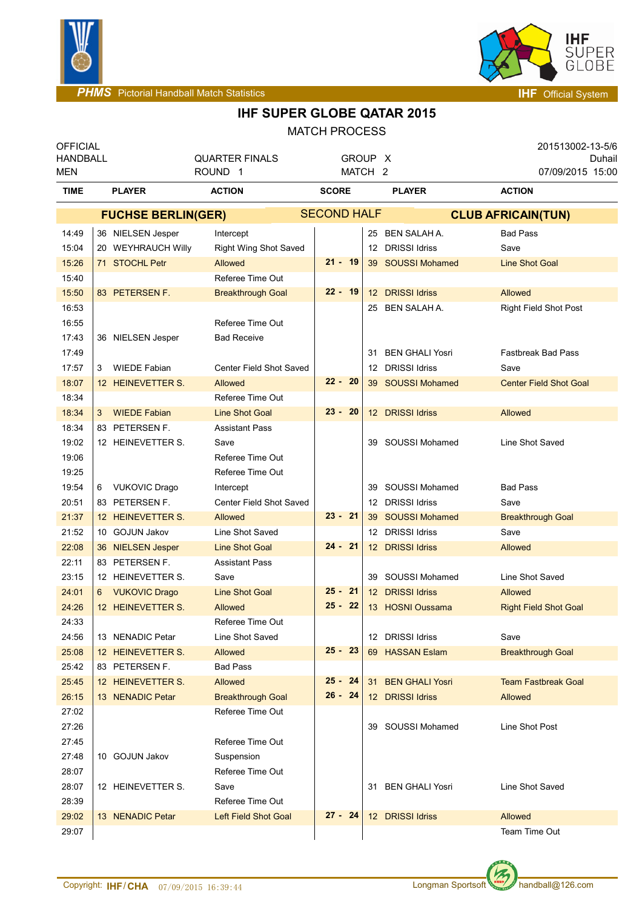# IHF SUPER GLOBE QATAR 2015

## MATCH PROCESS

| OFFICIAL | | | 201513002-13-5/6 |
|---|---|---|---|
| HANDBALL | QUARTER FINALS | GROUP X | Duhail |
| MEN | ROUND 1 | MATCH 2 | 07/09/2015 15:00 |

| TIME | PLAYER | ACTION | SCORE | PLAYER | ACTION |
|---|---|---|---|---|---|
| | **FUCHSE BERLIN(GER)** | | **SECOND HALF** | **CLUB AFRICAIN(TUN)** | |
| 14:49 | 36 NIELSEN Jesper | Intercept | | 25 BEN SALAH A. | Bad Pass |
| 15:04 | 20 WEYHRAUCH Willy | Right Wing Shot Saved | | 12 DRISSI Idriss | Save |
| 15:26 | 71 STOCHL Petr | Allowed | 21 - 19 | 39 SOUSSI Mohamed | Line Shot Goal |
| 15:40 | | Referee Time Out | | | |
| 15:50 | 83 PETERSEN F. | Breakthrough Goal | 22 - 19 | 12 DRISSI Idriss | Allowed |
| 16:53 | | | | 25 BEN SALAH A. | Right Field Shot Post |
| 16:55 | | Referee Time Out | | | |
| 17:43 | 36 NIELSEN Jesper | Bad Receive | | | |
| 17:49 | | | | 31 BEN GHALI Yosri | Fastbreak Bad Pass |
| 17:57 | 3 WIEDE Fabian | Center Field Shot Saved | | 12 DRISSI Idriss | Save |
| 18:07 | 12 HEINEVETTER S. | Allowed | 22 - 20 | 39 SOUSSI Mohamed | Center Field Shot Goal |
| 18:34 | | Referee Time Out | | | |
| 18:34 | 3 WIEDE Fabian | Line Shot Goal | 23 - 20 | 12 DRISSI Idriss | Allowed |
| 18:34 | 83 PETERSEN F. | Assistant Pass | | | |
| 19:02 | 12 HEINEVETTER S. | Save | | 39 SOUSSI Mohamed | Line Shot Saved |
| 19:06 | | Referee Time Out | | | |
| 19:25 | | Referee Time Out | | | |
| 19:54 | 6 VUKOVIC Drago | Intercept | | 39 SOUSSI Mohamed | Bad Pass |
| 20:51 | 83 PETERSEN F. | Center Field Shot Saved | | 12 DRISSI Idriss | Save |
| 21:37 | 12 HEINEVETTER S. | Allowed | 23 - 21 | 39 SOUSSI Mohamed | Breakthrough Goal |
| 21:52 | 10 GOJUN Jakov | Line Shot Saved | | 12 DRISSI Idriss | Save |
| 22:08 | 36 NIELSEN Jesper | Line Shot Goal | 24 - 21 | 12 DRISSI Idriss | Allowed |
| 22:11 | 83 PETERSEN F. | Assistant Pass | | | |
| 23:15 | 12 HEINEVETTER S. | Save | | 39 SOUSSI Mohamed | Line Shot Saved |
| 24:01 | 6 VUKOVIC Drago | Line Shot Goal | 25 - 21 | 12 DRISSI Idriss | Allowed |
| 24:26 | 12 HEINEVETTER S. | Allowed | 25 - 22 | 13 HOSNI Oussama | Right Field Shot Goal |
| 24:33 | | Referee Time Out | | | |
| 24:56 | 13 NENADIC Petar | Line Shot Saved | | 12 DRISSI Idriss | Save |
| 25:08 | 12 HEINEVETTER S. | Allowed | 25 - 23 | 69 HASSAN Eslam | Breakthrough Goal |
| 25:42 | 83 PETERSEN F. | Bad Pass | | | |
| 25:45 | 12 HEINEVETTER S. | Allowed | 25 - 24 | 31 BEN GHALI Yosri | Team Fastbreak Goal |
| 26:15 | 13 NENADIC Petar | Breakthrough Goal | 26 - 24 | 12 DRISSI Idriss | Allowed |
| 27:02 | | Referee Time Out | | | |
| 27:26 | | | | 39 SOUSSI Mohamed | Line Shot Post |
| 27:45 | | Referee Time Out | | | |
| 27:48 | 10 GOJUN Jakov | Suspension | | | |
| 28:07 | | Referee Time Out | | | |
| 28:07 | 12 HEINEVETTER S. | Save | | 31 BEN GHALI Yosri | Line Shot Saved |
| 28:39 | | Referee Time Out | | | |
| 29:02 | 13 NENADIC Petar | Left Field Shot Goal | 27 - 24 | 12 DRISSI Idriss | Allowed |
| 29:07 | | | | | Team Time Out |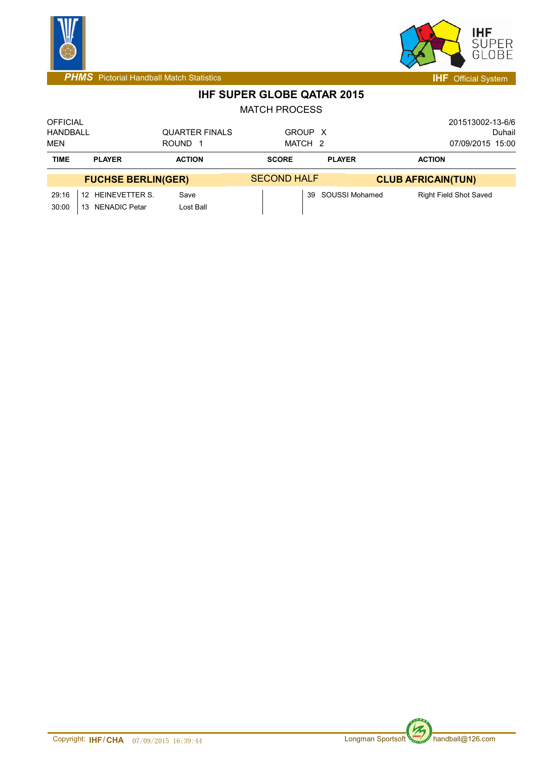## IHF SUPER GLOBE QATAR 2015

MATCH PROCESS

OFFICIAL
HANDBALL
MEN

QUARTER FINALS
ROUND 1

GROUP X
MATCH 2

201513002-13-6/6
Duhail
07/09/2015 15:00

| TIME | PLAYER | ACTION | SCORE | PLAYER | ACTION |
|---|---|---|---|---|---|
| | **FUCHSE BERLIN(GER)** | | SECOND HALF | **CLUB AFRICAIN(TUN)** | |
| 29:16 | 12 HEINEVETTER S. | Save | | 39 SOUSSI Mohamed | Right Field Shot Saved |
| 30:00 | 13 NENADIC Petar | Lost Ball | | | |